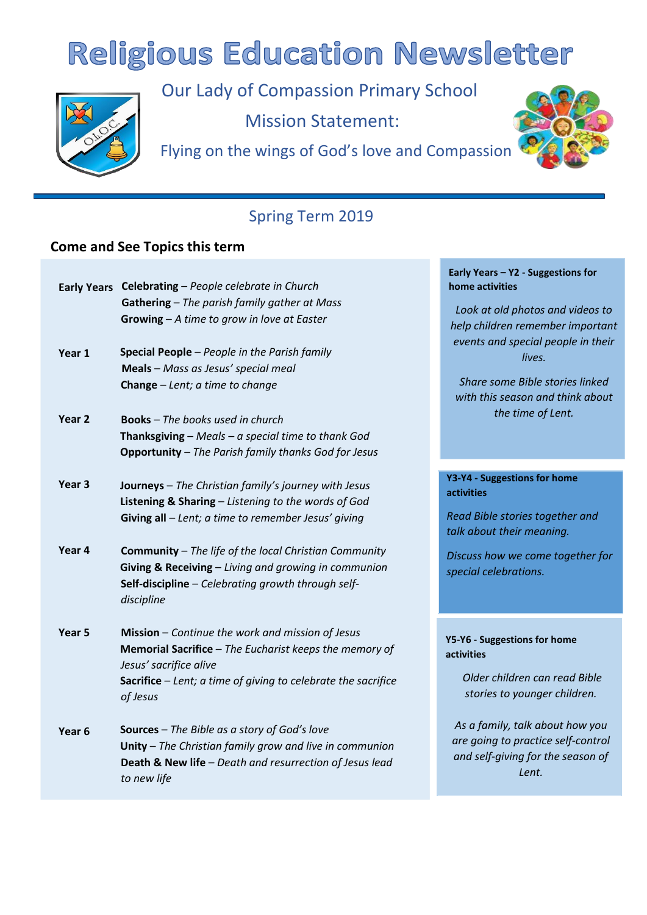# Religious Education Newsletter

Our Lady of Compassion Primary School

Mission Statement:

Flying on the wings of God's love and Compassion

## Spring Term 2019

### Come and See Topics this term

**Early Years**
**Celebrating** – *People celebrate in Church*
**Gathering** – *The parish family gather at Mass*
**Growing** – *A time to grow in love at Easter*

**Year 1**
**Special People** – *People in the Parish family*
**Meals** – *Mass as Jesus' special meal*
**Change** – *Lent; a time to change*

**Year 2**
**Books** – *The books used in church*
**Thanksgiving** – *Meals – a special time to thank God*
**Opportunity** – *The Parish family thanks God for Jesus*

**Year 3**
**Journeys** – *The Christian family's journey with Jesus*
**Listening & Sharing** – *Listening to the words of God*
**Giving all** – *Lent; a time to remember Jesus' giving*

**Year 4**
**Community** – *The life of the local Christian Community*
**Giving & Receiving** – *Living and growing in communion*
**Self-discipline** – *Celebrating growth through self-discipline*

**Year 5**
**Mission** – *Continue the work and mission of Jesus*
**Memorial Sacrifice** – *The Eucharist keeps the memory of Jesus' sacrifice alive*
**Sacrifice** – *Lent; a time of giving to celebrate the sacrifice of Jesus*

**Year 6**
**Sources** – *The Bible as a story of God's love*
**Unity** – *The Christian family grow and live in communion*
**Death & New life** – *Death and resurrection of Jesus lead to new life*

**Early Years – Y2 - Suggestions for home activities**

*Look at old photos and videos to help children remember important events and special people in their lives.*

*Share some Bible stories linked with this season and think about the time of Lent.*

**Y3-Y4 - Suggestions for home activities**

*Read Bible stories together and talk about their meaning.*

*Discuss how we come together for special celebrations.*

**Y5-Y6 - Suggestions for home activities**

*Older children can read Bible stories to younger children.*

*As a family, talk about how you are going to practice self-control and self-giving for the season of Lent.*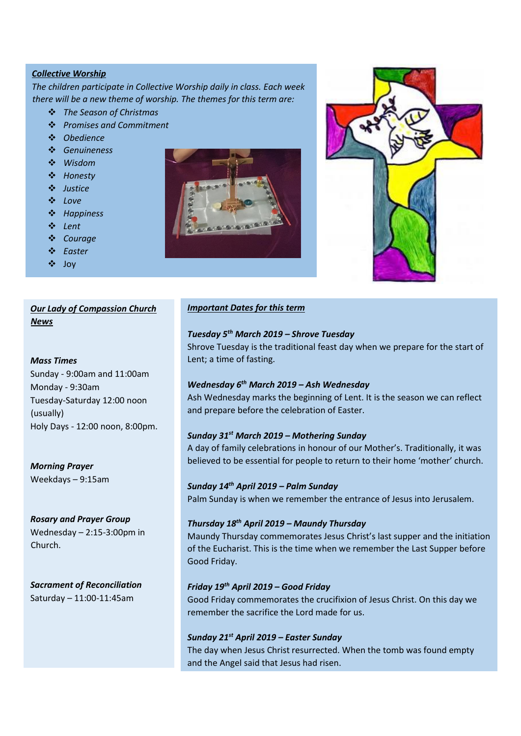## *Collective Worship*

*The children participate in Collective Worship daily in class. Each week there will be a new theme of worship. The themes for this term are:*

- *The Season of Christmas*
- *Promises and Commitment*
- *Obedience*
- *Genuineness*
- *Wisdom*
- *Honesty*
- *Justice*
- *Love*
- *Happiness*
- *Lent*
- *Courage*
- *Easter*
- Joy

## *Our Lady of Compassion Church News*

***Mass Times***

Sunday - 9:00am and 11:00am
Monday - 9:30am
Tuesday-Saturday 12:00 noon (usually)
Holy Days - 12:00 noon, 8:00pm.

***Morning Prayer***

Weekdays – 9:15am

***Rosary and Prayer Group***

Wednesday – 2:15-3:00pm in Church.

***Sacrament of Reconciliation***

Saturday – 11:00-11:45am

## *Important Dates for this term*

***Tuesday 5th March 2019 – Shrove Tuesday***

Shrove Tuesday is the traditional feast day when we prepare for the start of Lent; a time of fasting.

***Wednesday 6th March 2019 – Ash Wednesday***

Ash Wednesday marks the beginning of Lent. It is the season we can reflect and prepare before the celebration of Easter.

***Sunday 31st March 2019 – Mothering Sunday***

A day of family celebrations in honour of our Mother's. Traditionally, it was believed to be essential for people to return to their home 'mother' church.

***Sunday 14th April 2019 – Palm Sunday***

Palm Sunday is when we remember the entrance of Jesus into Jerusalem.

***Thursday 18th April 2019 – Maundy Thursday***

Maundy Thursday commemorates Jesus Christ's last supper and the initiation of the Eucharist. This is the time when we remember the Last Supper before Good Friday.

***Friday 19th April 2019 – Good Friday***

Good Friday commemorates the crucifixion of Jesus Christ. On this day we remember the sacrifice the Lord made for us.

***Sunday 21st April 2019 – Easter Sunday***

The day when Jesus Christ resurrected. When the tomb was found empty and the Angel said that Jesus had risen.